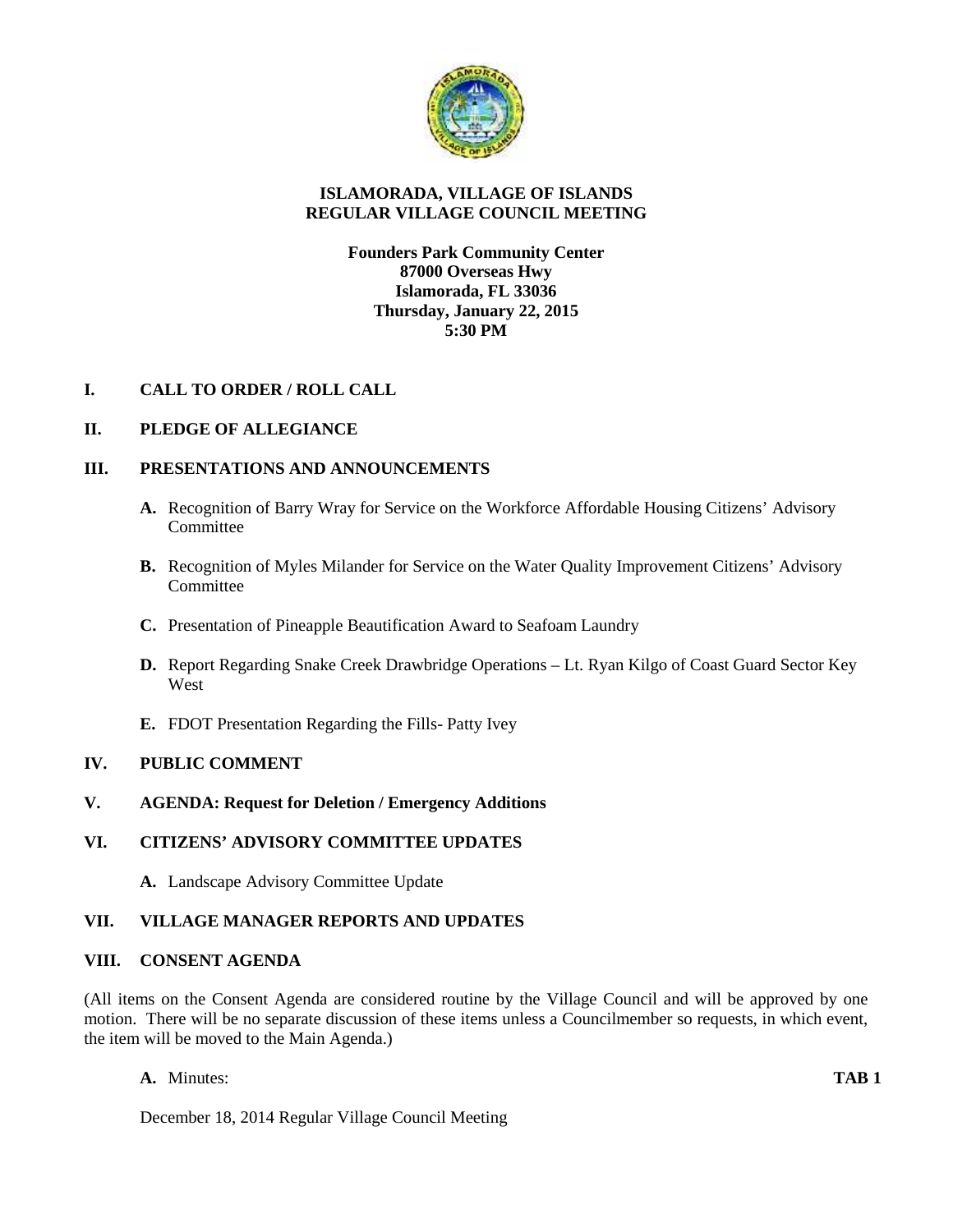# ISLAMORADA, VILLAGE OF ISLANDS
# REGULAR VILLAGE COUNCIL MEETING

**Founders Park Community Center**
**87000 Overseas Hwy**
**Islamorada, FL 33036**
**Thursday, January 22, 2015**
**5:30 PM**

## I. CALL TO ORDER / ROLL CALL

## II. PLEDGE OF ALLEGIANCE

## III. PRESENTATIONS AND ANNOUNCEMENTS

**A.** Recognition of Barry Wray for Service on the Workforce Affordable Housing Citizens' Advisory Committee

**B.** Recognition of Myles Milander for Service on the Water Quality Improvement Citizens' Advisory Committee

**C.** Presentation of Pineapple Beautification Award to Seafoam Laundry

**D.** Report Regarding Snake Creek Drawbridge Operations – Lt. Ryan Kilgo of Coast Guard Sector Key West

**E.** FDOT Presentation Regarding the Fills- Patty Ivey

## IV. PUBLIC COMMENT

## V. AGENDA: Request for Deletion / Emergency Additions

## VI. CITIZENS' ADVISORY COMMITTEE UPDATES

**A.** Landscape Advisory Committee Update

## VII. VILLAGE MANAGER REPORTS AND UPDATES

## VIII. CONSENT AGENDA

(All items on the Consent Agenda are considered routine by the Village Council and will be approved by one motion. There will be no separate discussion of these items unless a Councilmember so requests, in which event, the item will be moved to the Main Agenda.)

**A.** Minutes: **TAB 1**

December 18, 2014 Regular Village Council Meeting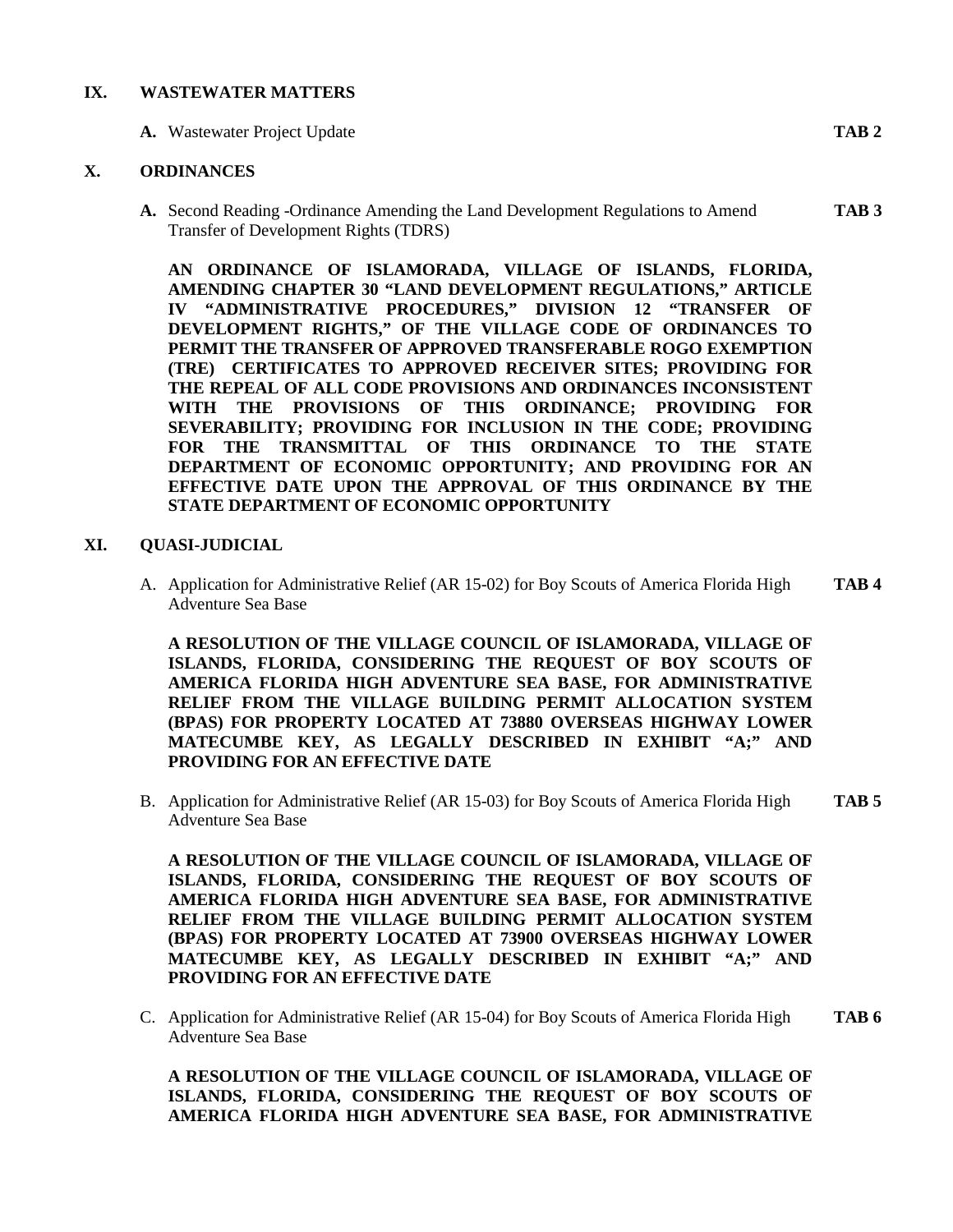## IX. WASTEWATER MATTERS

**A.** Wastewater Project Update **TAB 2**

## X. ORDINANCES

**A.** Second Reading -Ordinance Amending the Land Development Regulations to Amend Transfer of Development Rights (TDRS) **TAB 3**

**AN ORDINANCE OF ISLAMORADA, VILLAGE OF ISLANDS, FLORIDA, AMENDING CHAPTER 30 "LAND DEVELOPMENT REGULATIONS," ARTICLE IV "ADMINISTRATIVE PROCEDURES," DIVISION 12 "TRANSFER OF DEVELOPMENT RIGHTS," OF THE VILLAGE CODE OF ORDINANCES TO PERMIT THE TRANSFER OF APPROVED TRANSFERABLE ROGO EXEMPTION (TRE) CERTIFICATES TO APPROVED RECEIVER SITES; PROVIDING FOR THE REPEAL OF ALL CODE PROVISIONS AND ORDINANCES INCONSISTENT WITH THE PROVISIONS OF THIS ORDINANCE; PROVIDING FOR SEVERABILITY; PROVIDING FOR INCLUSION IN THE CODE; PROVIDING FOR THE TRANSMITTAL OF THIS ORDINANCE TO THE STATE DEPARTMENT OF ECONOMIC OPPORTUNITY; AND PROVIDING FOR AN EFFECTIVE DATE UPON THE APPROVAL OF THIS ORDINANCE BY THE STATE DEPARTMENT OF ECONOMIC OPPORTUNITY**

## XI. QUASI-JUDICIAL

A. Application for Administrative Relief (AR 15-02) for Boy Scouts of America Florida High Adventure Sea Base **TAB 4**

**A RESOLUTION OF THE VILLAGE COUNCIL OF ISLAMORADA, VILLAGE OF ISLANDS, FLORIDA, CONSIDERING THE REQUEST OF BOY SCOUTS OF AMERICA FLORIDA HIGH ADVENTURE SEA BASE, FOR ADMINISTRATIVE RELIEF FROM THE VILLAGE BUILDING PERMIT ALLOCATION SYSTEM (BPAS) FOR PROPERTY LOCATED AT 73880 OVERSEAS HIGHWAY LOWER MATECUMBE KEY, AS LEGALLY DESCRIBED IN EXHIBIT "A;" AND PROVIDING FOR AN EFFECTIVE DATE**

B. Application for Administrative Relief (AR 15-03) for Boy Scouts of America Florida High Adventure Sea Base **TAB 5**

**A RESOLUTION OF THE VILLAGE COUNCIL OF ISLAMORADA, VILLAGE OF ISLANDS, FLORIDA, CONSIDERING THE REQUEST OF BOY SCOUTS OF AMERICA FLORIDA HIGH ADVENTURE SEA BASE, FOR ADMINISTRATIVE RELIEF FROM THE VILLAGE BUILDING PERMIT ALLOCATION SYSTEM (BPAS) FOR PROPERTY LOCATED AT 73900 OVERSEAS HIGHWAY LOWER MATECUMBE KEY, AS LEGALLY DESCRIBED IN EXHIBIT "A;" AND PROVIDING FOR AN EFFECTIVE DATE**

C. Application for Administrative Relief (AR 15-04) for Boy Scouts of America Florida High Adventure Sea Base **TAB 6**

**A RESOLUTION OF THE VILLAGE COUNCIL OF ISLAMORADA, VILLAGE OF ISLANDS, FLORIDA, CONSIDERING THE REQUEST OF BOY SCOUTS OF AMERICA FLORIDA HIGH ADVENTURE SEA BASE, FOR ADMINISTRATIVE**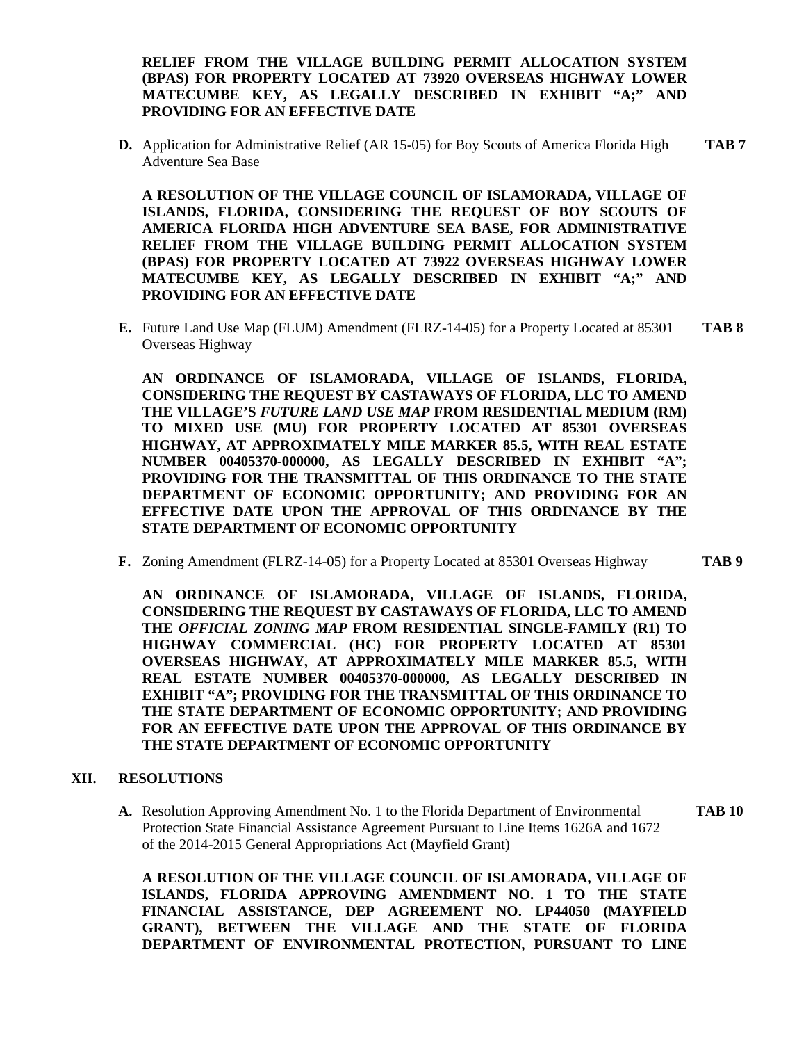**RELIEF FROM THE VILLAGE BUILDING PERMIT ALLOCATION SYSTEM (BPAS) FOR PROPERTY LOCATED AT 73920 OVERSEAS HIGHWAY LOWER MATECUMBE KEY, AS LEGALLY DESCRIBED IN EXHIBIT "A;" AND PROVIDING FOR AN EFFECTIVE DATE**

**D.** Application for Administrative Relief (AR 15-05) for Boy Scouts of America Florida High Adventure Sea Base **TAB 7**

**A RESOLUTION OF THE VILLAGE COUNCIL OF ISLAMORADA, VILLAGE OF ISLANDS, FLORIDA, CONSIDERING THE REQUEST OF BOY SCOUTS OF AMERICA FLORIDA HIGH ADVENTURE SEA BASE, FOR ADMINISTRATIVE RELIEF FROM THE VILLAGE BUILDING PERMIT ALLOCATION SYSTEM (BPAS) FOR PROPERTY LOCATED AT 73922 OVERSEAS HIGHWAY LOWER MATECUMBE KEY, AS LEGALLY DESCRIBED IN EXHIBIT "A;" AND PROVIDING FOR AN EFFECTIVE DATE**

**E.** Future Land Use Map (FLUM) Amendment (FLRZ-14-05) for a Property Located at 85301 Overseas Highway **TAB 8**

**AN ORDINANCE OF ISLAMORADA, VILLAGE OF ISLANDS, FLORIDA, CONSIDERING THE REQUEST BY CASTAWAYS OF FLORIDA, LLC TO AMEND THE VILLAGE'S *FUTURE LAND USE MAP* FROM RESIDENTIAL MEDIUM (RM) TO MIXED USE (MU) FOR PROPERTY LOCATED AT 85301 OVERSEAS HIGHWAY, AT APPROXIMATELY MILE MARKER 85.5, WITH REAL ESTATE NUMBER 00405370-000000, AS LEGALLY DESCRIBED IN EXHIBIT "A"; PROVIDING FOR THE TRANSMITTAL OF THIS ORDINANCE TO THE STATE DEPARTMENT OF ECONOMIC OPPORTUNITY; AND PROVIDING FOR AN EFFECTIVE DATE UPON THE APPROVAL OF THIS ORDINANCE BY THE STATE DEPARTMENT OF ECONOMIC OPPORTUNITY**

**F.** Zoning Amendment (FLRZ-14-05) for a Property Located at 85301 Overseas Highway **TAB 9**

**AN ORDINANCE OF ISLAMORADA, VILLAGE OF ISLANDS, FLORIDA, CONSIDERING THE REQUEST BY CASTAWAYS OF FLORIDA, LLC TO AMEND THE *OFFICIAL ZONING MAP* FROM RESIDENTIAL SINGLE-FAMILY (R1) TO HIGHWAY COMMERCIAL (HC) FOR PROPERTY LOCATED AT 85301 OVERSEAS HIGHWAY, AT APPROXIMATELY MILE MARKER 85.5, WITH REAL ESTATE NUMBER 00405370-000000, AS LEGALLY DESCRIBED IN EXHIBIT "A"; PROVIDING FOR THE TRANSMITTAL OF THIS ORDINANCE TO THE STATE DEPARTMENT OF ECONOMIC OPPORTUNITY; AND PROVIDING FOR AN EFFECTIVE DATE UPON THE APPROVAL OF THIS ORDINANCE BY THE STATE DEPARTMENT OF ECONOMIC OPPORTUNITY**

## XII. RESOLUTIONS

**A.** Resolution Approving Amendment No. 1 to the Florida Department of Environmental Protection State Financial Assistance Agreement Pursuant to Line Items 1626A and 1672 of the 2014-2015 General Appropriations Act (Mayfield Grant) **TAB 10**

**A RESOLUTION OF THE VILLAGE COUNCIL OF ISLAMORADA, VILLAGE OF ISLANDS, FLORIDA APPROVING AMENDMENT NO. 1 TO THE STATE FINANCIAL ASSISTANCE, DEP AGREEMENT NO. LP44050 (MAYFIELD GRANT), BETWEEN THE VILLAGE AND THE STATE OF FLORIDA DEPARTMENT OF ENVIRONMENTAL PROTECTION, PURSUANT TO LINE**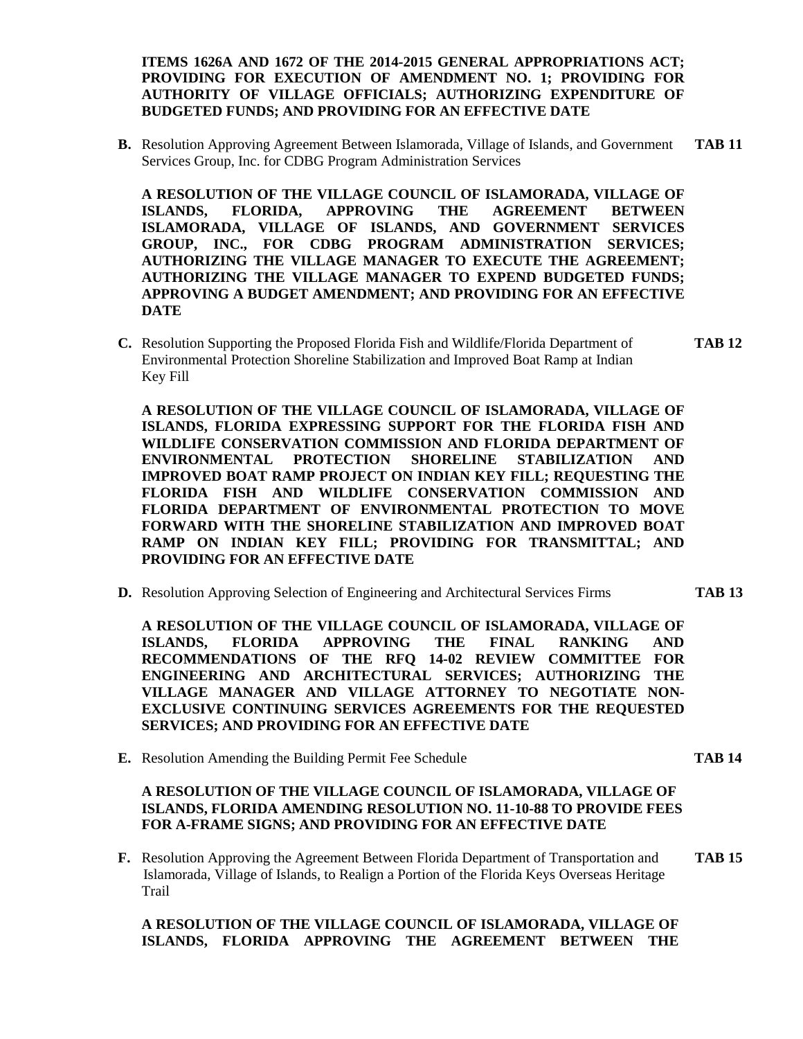**ITEMS 1626A AND 1672 OF THE 2014-2015 GENERAL APPROPRIATIONS ACT; PROVIDING FOR EXECUTION OF AMENDMENT NO. 1; PROVIDING FOR AUTHORITY OF VILLAGE OFFICIALS; AUTHORIZING EXPENDITURE OF BUDGETED FUNDS; AND PROVIDING FOR AN EFFECTIVE DATE**

**B.** Resolution Approving Agreement Between Islamorada, Village of Islands, and Government Services Group, Inc. for CDBG Program Administration Services **TAB 11**

**A RESOLUTION OF THE VILLAGE COUNCIL OF ISLAMORADA, VILLAGE OF ISLANDS, FLORIDA, APPROVING THE AGREEMENT BETWEEN ISLAMORADA, VILLAGE OF ISLANDS, AND GOVERNMENT SERVICES GROUP, INC., FOR CDBG PROGRAM ADMINISTRATION SERVICES; AUTHORIZING THE VILLAGE MANAGER TO EXECUTE THE AGREEMENT; AUTHORIZING THE VILLAGE MANAGER TO EXPEND BUDGETED FUNDS; APPROVING A BUDGET AMENDMENT; AND PROVIDING FOR AN EFFECTIVE DATE**

**C.** Resolution Supporting the Proposed Florida Fish and Wildlife/Florida Department of Environmental Protection Shoreline Stabilization and Improved Boat Ramp at Indian Key Fill **TAB 12**

**A RESOLUTION OF THE VILLAGE COUNCIL OF ISLAMORADA, VILLAGE OF ISLANDS, FLORIDA EXPRESSING SUPPORT FOR THE FLORIDA FISH AND WILDLIFE CONSERVATION COMMISSION AND FLORIDA DEPARTMENT OF ENVIRONMENTAL PROTECTION SHORELINE STABILIZATION AND IMPROVED BOAT RAMP PROJECT ON INDIAN KEY FILL; REQUESTING THE FLORIDA FISH AND WILDLIFE CONSERVATION COMMISSION AND FLORIDA DEPARTMENT OF ENVIRONMENTAL PROTECTION TO MOVE FORWARD WITH THE SHORELINE STABILIZATION AND IMPROVED BOAT RAMP ON INDIAN KEY FILL; PROVIDING FOR TRANSMITTAL; AND PROVIDING FOR AN EFFECTIVE DATE**

**D.** Resolution Approving Selection of Engineering and Architectural Services Firms **TAB 13**

**A RESOLUTION OF THE VILLAGE COUNCIL OF ISLAMORADA, VILLAGE OF ISLANDS, FLORIDA APPROVING THE FINAL RANKING AND RECOMMENDATIONS OF THE RFQ 14-02 REVIEW COMMITTEE FOR ENGINEERING AND ARCHITECTURAL SERVICES; AUTHORIZING THE VILLAGE MANAGER AND VILLAGE ATTORNEY TO NEGOTIATE NON-EXCLUSIVE CONTINUING SERVICES AGREEMENTS FOR THE REQUESTED SERVICES; AND PROVIDING FOR AN EFFECTIVE DATE**

**E.** Resolution Amending the Building Permit Fee Schedule **TAB 14**

**A RESOLUTION OF THE VILLAGE COUNCIL OF ISLAMORADA, VILLAGE OF ISLANDS, FLORIDA AMENDING RESOLUTION NO. 11-10-88 TO PROVIDE FEES FOR A-FRAME SIGNS; AND PROVIDING FOR AN EFFECTIVE DATE**

**F.** Resolution Approving the Agreement Between Florida Department of Transportation and Islamorada, Village of Islands, to Realign a Portion of the Florida Keys Overseas Heritage Trail **TAB 15**

**A RESOLUTION OF THE VILLAGE COUNCIL OF ISLAMORADA, VILLAGE OF ISLANDS, FLORIDA APPROVING THE AGREEMENT BETWEEN THE**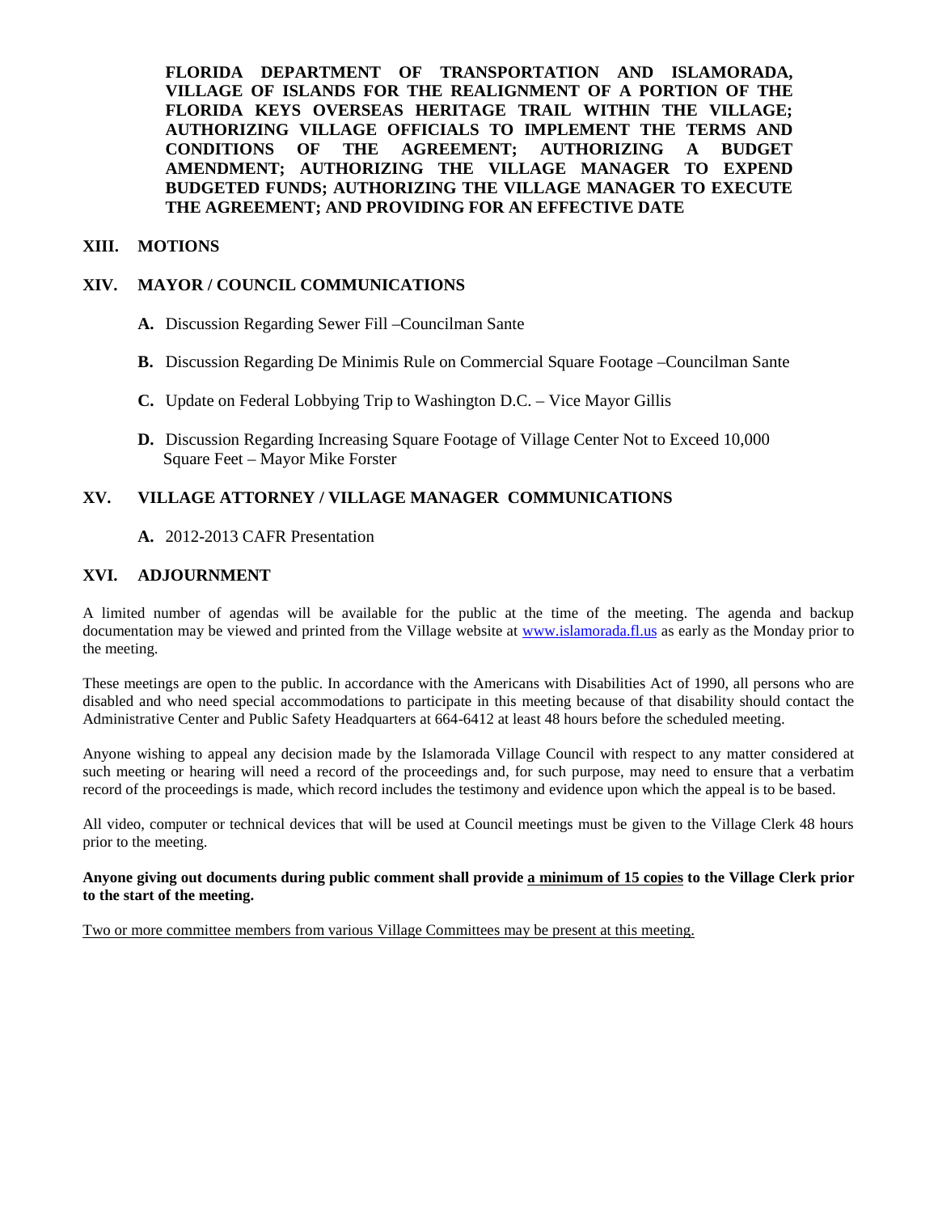**FLORIDA DEPARTMENT OF TRANSPORTATION AND ISLAMORADA, VILLAGE OF ISLANDS FOR THE REALIGNMENT OF A PORTION OF THE FLORIDA KEYS OVERSEAS HERITAGE TRAIL WITHIN THE VILLAGE; AUTHORIZING VILLAGE OFFICIALS TO IMPLEMENT THE TERMS AND CONDITIONS OF THE AGREEMENT; AUTHORIZING A BUDGET AMENDMENT; AUTHORIZING THE VILLAGE MANAGER TO EXPEND BUDGETED FUNDS; AUTHORIZING THE VILLAGE MANAGER TO EXECUTE THE AGREEMENT; AND PROVIDING FOR AN EFFECTIVE DATE**

## XIII. MOTIONS

## XIV. MAYOR / COUNCIL COMMUNICATIONS

**A.** Discussion Regarding Sewer Fill –Councilman Sante

**B.** Discussion Regarding De Minimis Rule on Commercial Square Footage –Councilman Sante

**C.** Update on Federal Lobbying Trip to Washington D.C. – Vice Mayor Gillis

**D.** Discussion Regarding Increasing Square Footage of Village Center Not to Exceed 10,000 Square Feet – Mayor Mike Forster

## XV. VILLAGE ATTORNEY / VILLAGE MANAGER COMMUNICATIONS

**A.** 2012-2013 CAFR Presentation

## XVI. ADJOURNMENT

A limited number of agendas will be available for the public at the time of the meeting. The agenda and backup documentation may be viewed and printed from the Village website at www.islamorada.fl.us as early as the Monday prior to the meeting.

These meetings are open to the public. In accordance with the Americans with Disabilities Act of 1990, all persons who are disabled and who need special accommodations to participate in this meeting because of that disability should contact the Administrative Center and Public Safety Headquarters at 664-6412 at least 48 hours before the scheduled meeting.

Anyone wishing to appeal any decision made by the Islamorada Village Council with respect to any matter considered at such meeting or hearing will need a record of the proceedings and, for such purpose, may need to ensure that a verbatim record of the proceedings is made, which record includes the testimony and evidence upon which the appeal is to be based.

All video, computer or technical devices that will be used at Council meetings must be given to the Village Clerk 48 hours prior to the meeting.

**Anyone giving out documents during public comment shall provide a minimum of 15 copies to the Village Clerk prior to the start of the meeting.**

Two or more committee members from various Village Committees may be present at this meeting.